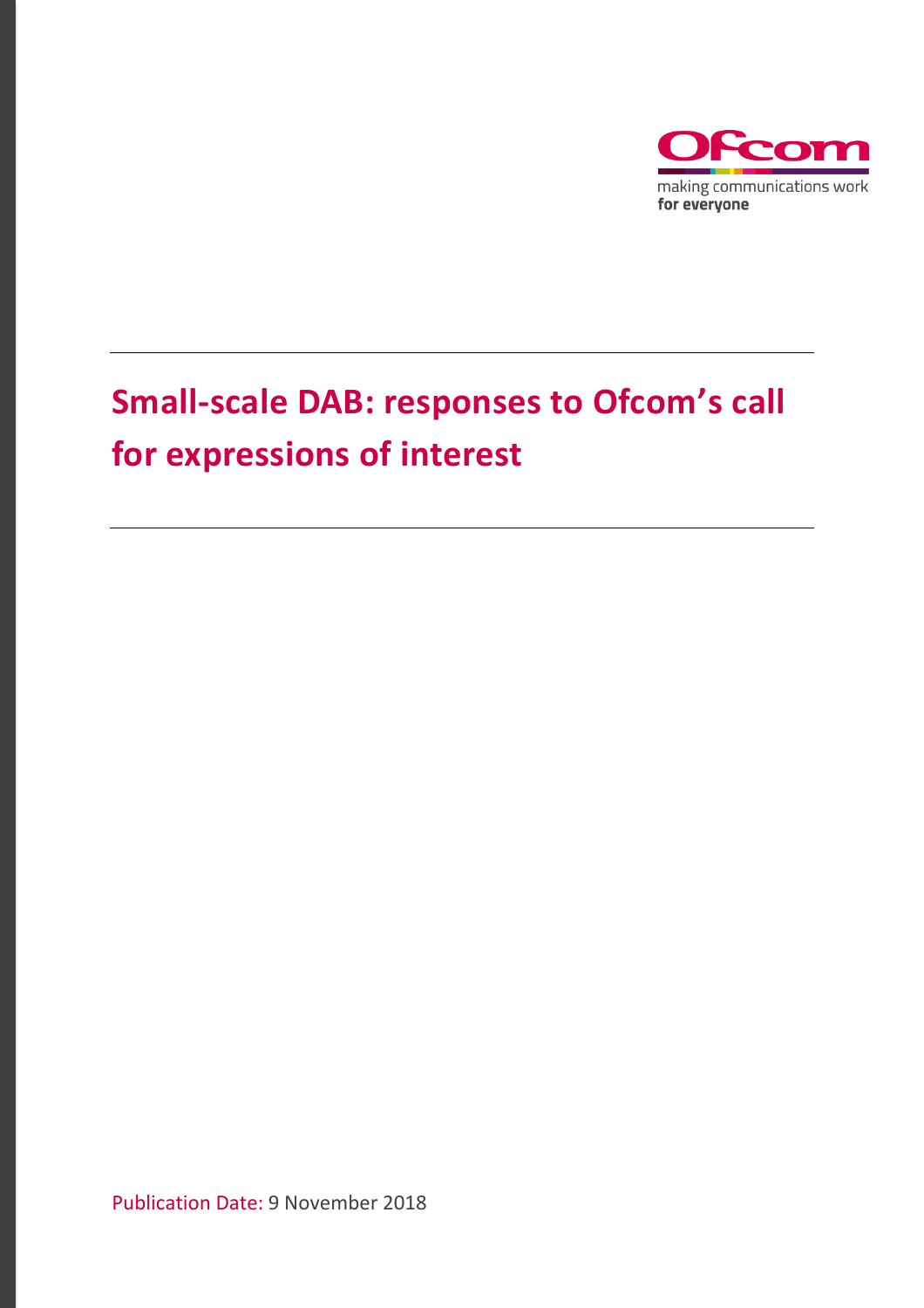Ofcom

making communications work
for everyone

# Small-scale DAB: responses to Ofcom's call for expressions of interest

Publication Date: 9 November 2018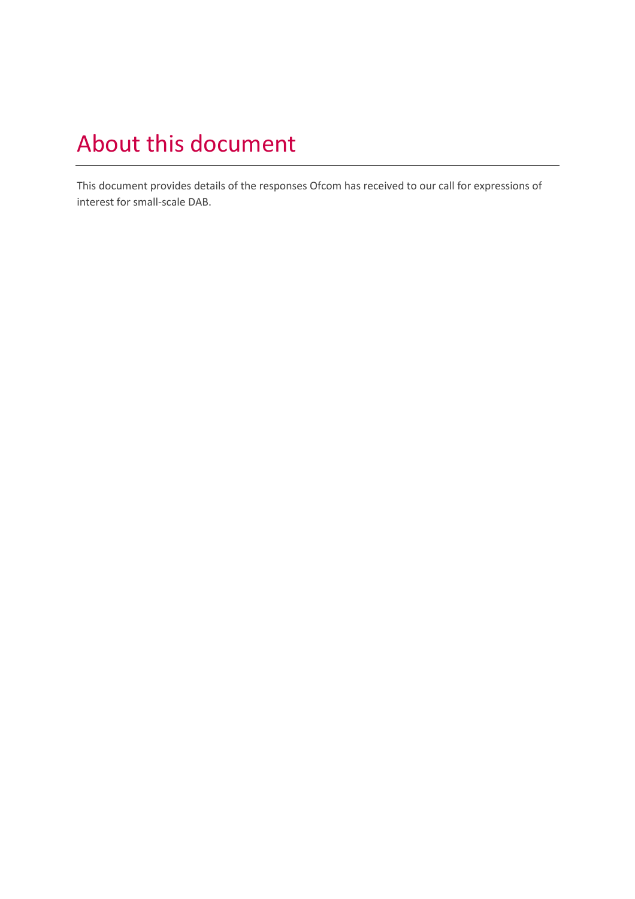# About this document

This document provides details of the responses Ofcom has received to our call for expressions of interest for small-scale DAB.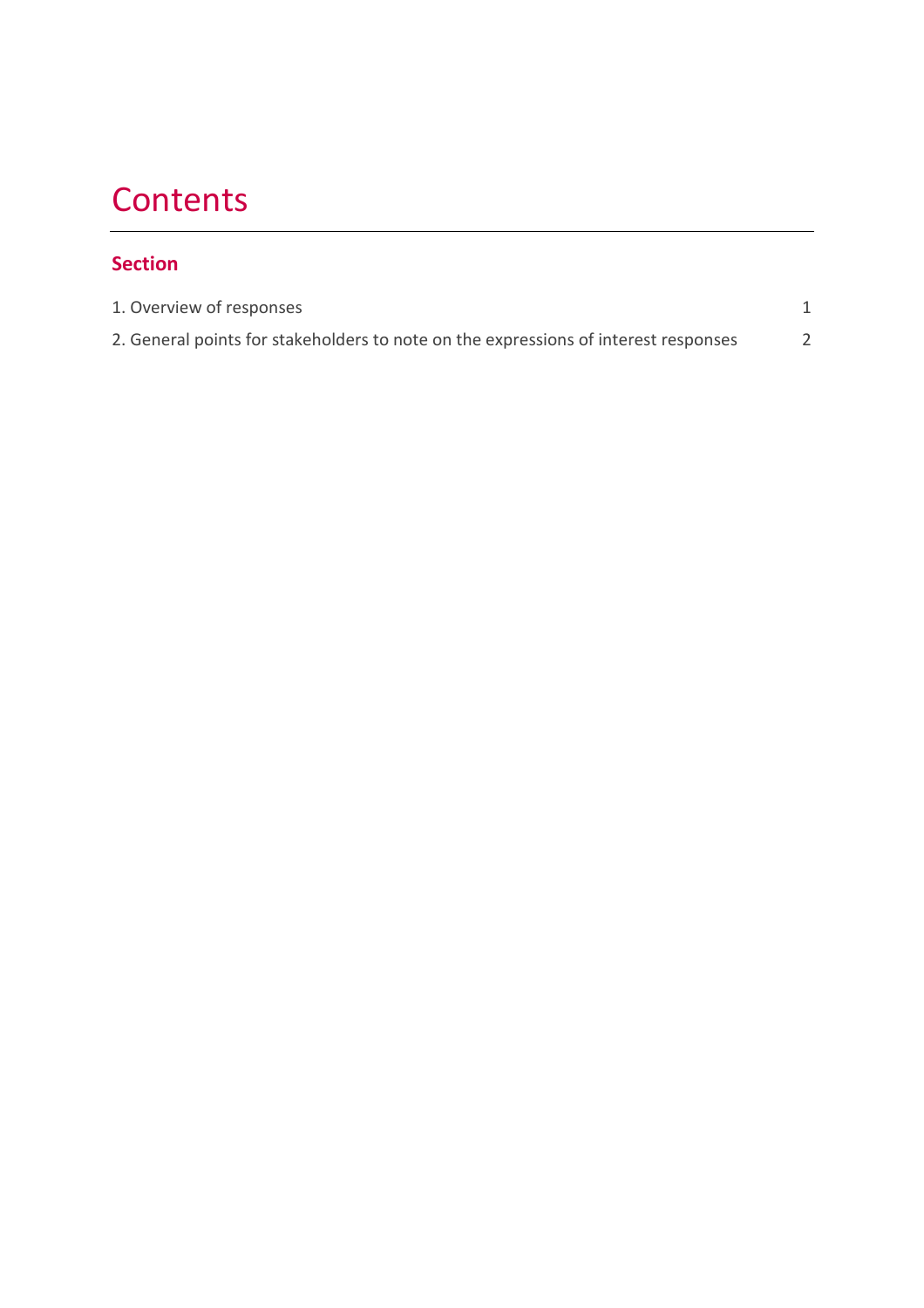# Contents

**Section**

1. Overview of responses 1
2. General points for stakeholders to note on the expressions of interest responses 2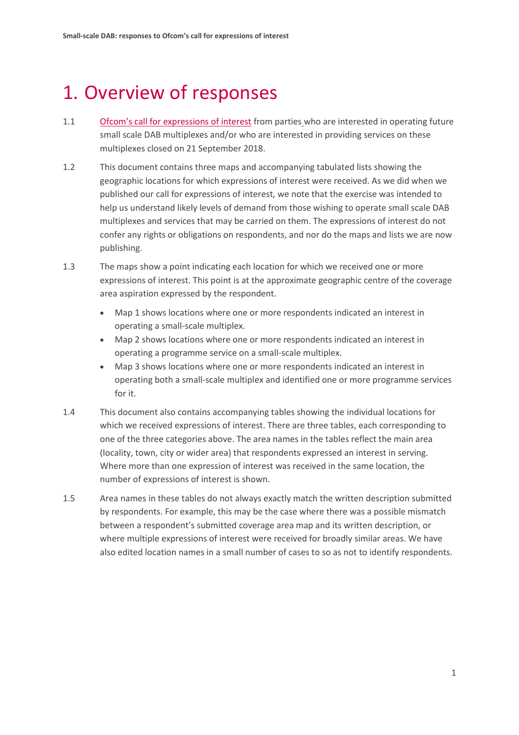# 1. Overview of responses

1.1 [Ofcom's call for expressions of interest] from parties who are interested in operating future small scale DAB multiplexes and/or who are interested in providing services on these multiplexes closed on 21 September 2018.

1.2 This document contains three maps and accompanying tabulated lists showing the geographic locations for which expressions of interest were received. As we did when we published our call for expressions of interest, we note that the exercise was intended to help us understand likely levels of demand from those wishing to operate small scale DAB multiplexes and services that may be carried on them. The expressions of interest do not confer any rights or obligations on respondents, and nor do the maps and lists we are now publishing.

1.3 The maps show a point indicating each location for which we received one or more expressions of interest. This point is at the approximate geographic centre of the coverage area aspiration expressed by the respondent.

- Map 1 shows locations where one or more respondents indicated an interest in operating a small-scale multiplex.
- Map 2 shows locations where one or more respondents indicated an interest in operating a programme service on a small-scale multiplex.
- Map 3 shows locations where one or more respondents indicated an interest in operating both a small-scale multiplex and identified one or more programme services for it.

1.4 This document also contains accompanying tables showing the individual locations for which we received expressions of interest. There are three tables, each corresponding to one of the three categories above. The area names in the tables reflect the main area (locality, town, city or wider area) that respondents expressed an interest in serving. Where more than one expression of interest was received in the same location, the number of expressions of interest is shown.

1.5 Area names in these tables do not always exactly match the written description submitted by respondents. For example, this may be the case where there was a possible mismatch between a respondent's submitted coverage area map and its written description, or where multiple expressions of interest were received for broadly similar areas. We have also edited location names in a small number of cases to so as not to identify respondents.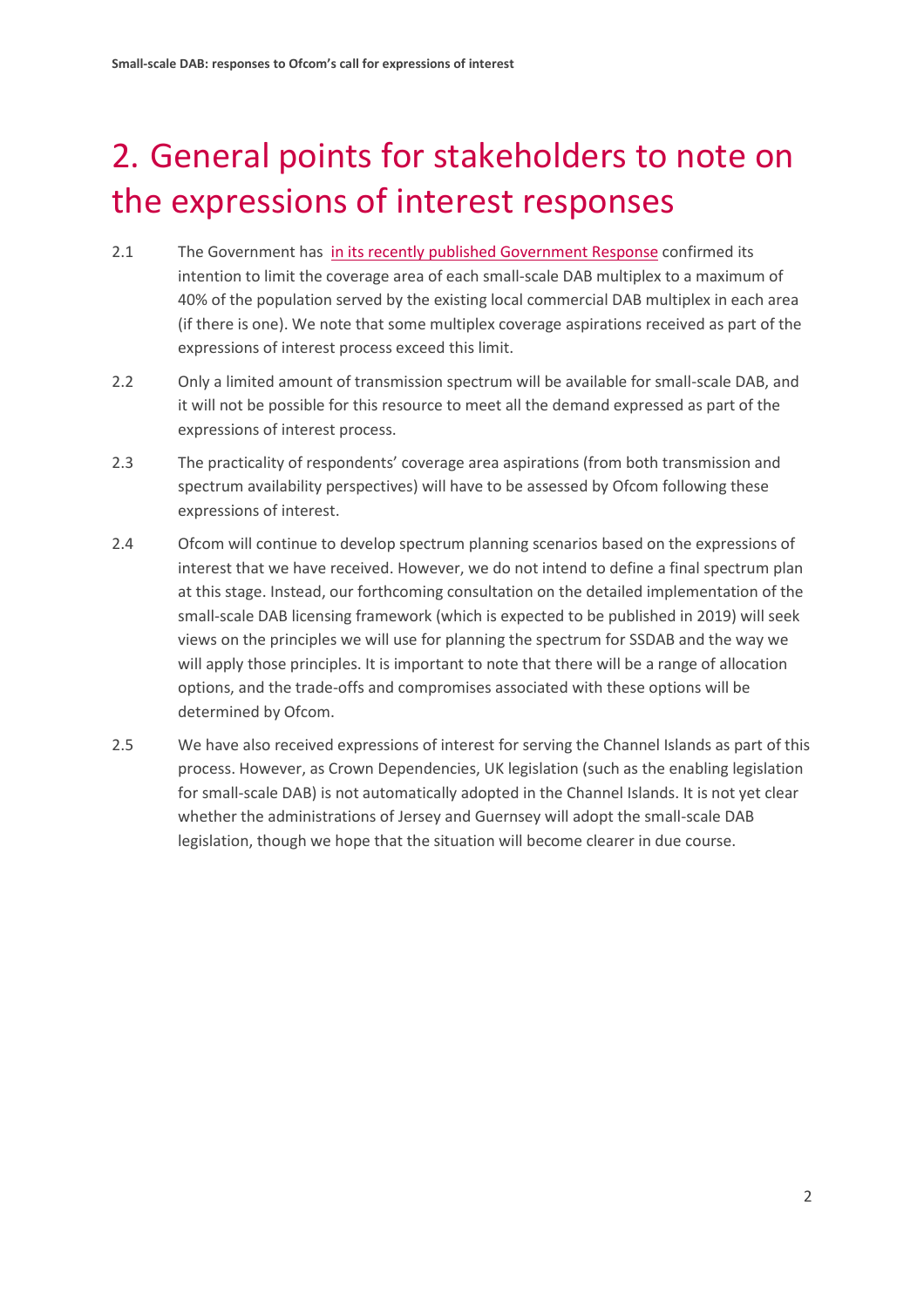# 2. General points for stakeholders to note on the expressions of interest responses

2.1 The Government has in its recently published Government Response confirmed its intention to limit the coverage area of each small-scale DAB multiplex to a maximum of 40% of the population served by the existing local commercial DAB multiplex in each area (if there is one). We note that some multiplex coverage aspirations received as part of the expressions of interest process exceed this limit.

2.2 Only a limited amount of transmission spectrum will be available for small-scale DAB, and it will not be possible for this resource to meet all the demand expressed as part of the expressions of interest process.

2.3 The practicality of respondents' coverage area aspirations (from both transmission and spectrum availability perspectives) will have to be assessed by Ofcom following these expressions of interest.

2.4 Ofcom will continue to develop spectrum planning scenarios based on the expressions of interest that we have received. However, we do not intend to define a final spectrum plan at this stage. Instead, our forthcoming consultation on the detailed implementation of the small-scale DAB licensing framework (which is expected to be published in 2019) will seek views on the principles we will use for planning the spectrum for SSDAB and the way we will apply those principles. It is important to note that there will be a range of allocation options, and the trade-offs and compromises associated with these options will be determined by Ofcom.

2.5 We have also received expressions of interest for serving the Channel Islands as part of this process. However, as Crown Dependencies, UK legislation (such as the enabling legislation for small-scale DAB) is not automatically adopted in the Channel Islands. It is not yet clear whether the administrations of Jersey and Guernsey will adopt the small-scale DAB legislation, though we hope that the situation will become clearer in due course.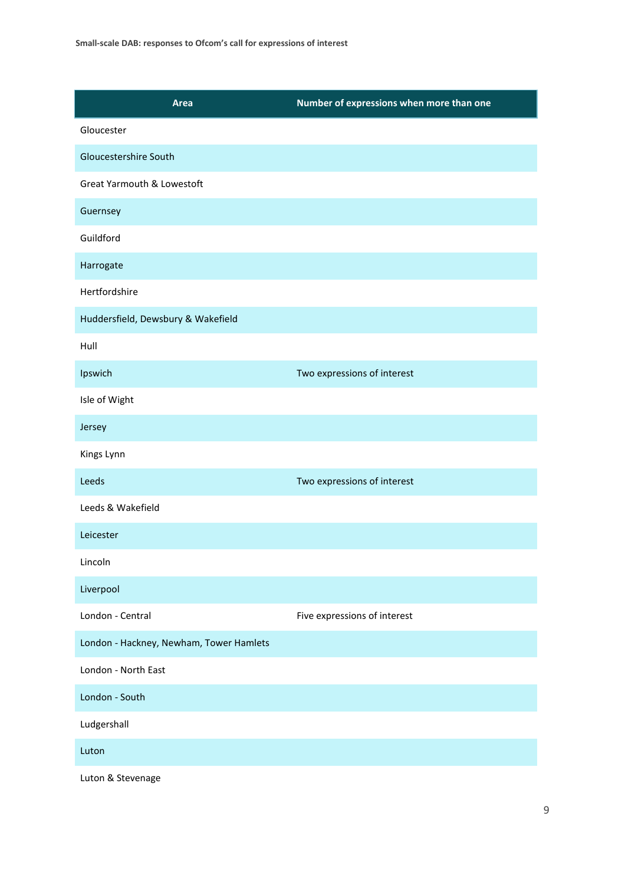| Area | Number of expressions when more than one |
|---|---|
| Gloucester | |
| Gloucestershire South | |
| Great Yarmouth & Lowestoft | |
| Guernsey | |
| Guildford | |
| Harrogate | |
| Hertfordshire | |
| Huddersfield, Dewsbury & Wakefield | |
| Hull | |
| Ipswich | Two expressions of interest |
| Isle of Wight | |
| Jersey | |
| Kings Lynn | |
| Leeds | Two expressions of interest |
| Leeds & Wakefield | |
| Leicester | |
| Lincoln | |
| Liverpool | |
| London - Central | Five expressions of interest |
| London - Hackney, Newham, Tower Hamlets | |
| London - North East | |
| London - South | |
| Ludgershall | |
| Luton | |
| Luton & Stevenage | |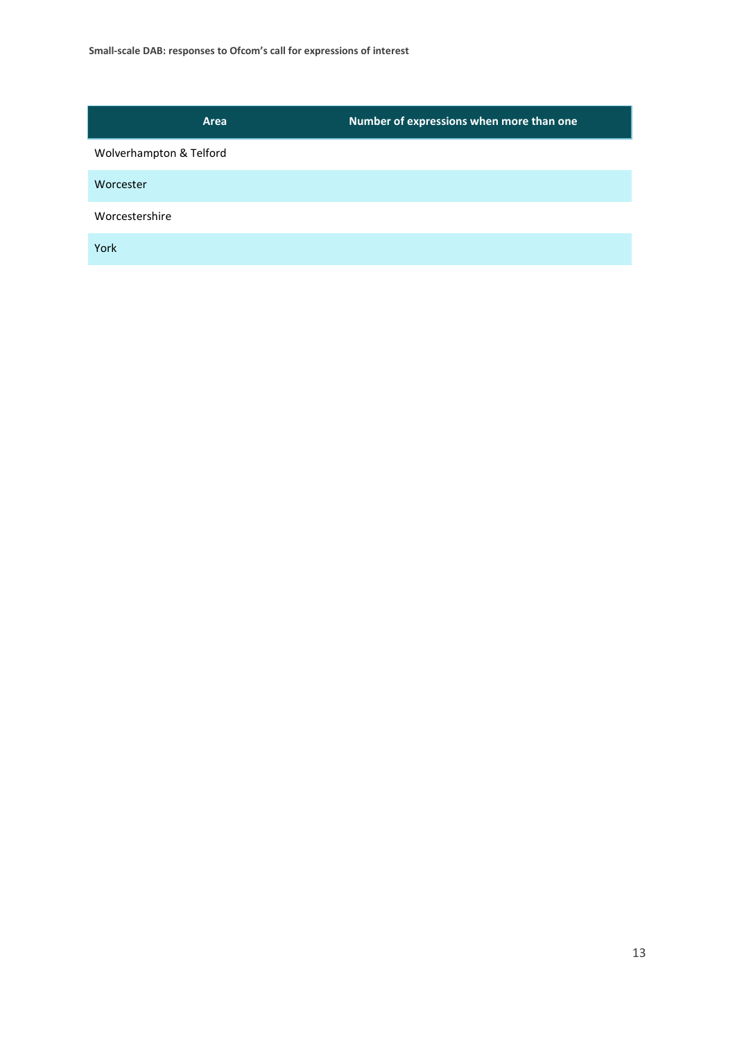| Area | Number of expressions when more than one |
| --- | --- |
| Wolverhampton & Telford | |
| Worcester | |
| Worcestershire | |
| York | |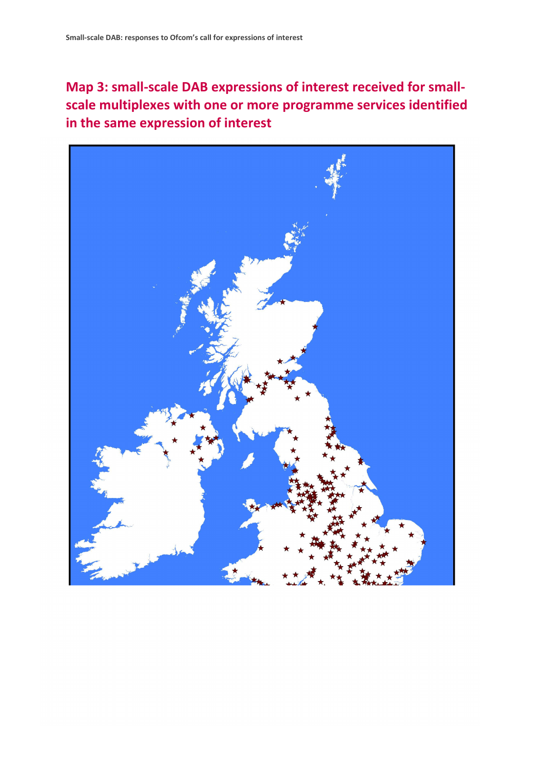## Map 3: small-scale DAB expressions of interest received for small-scale multiplexes with one or more programme services identified in the same expression of interest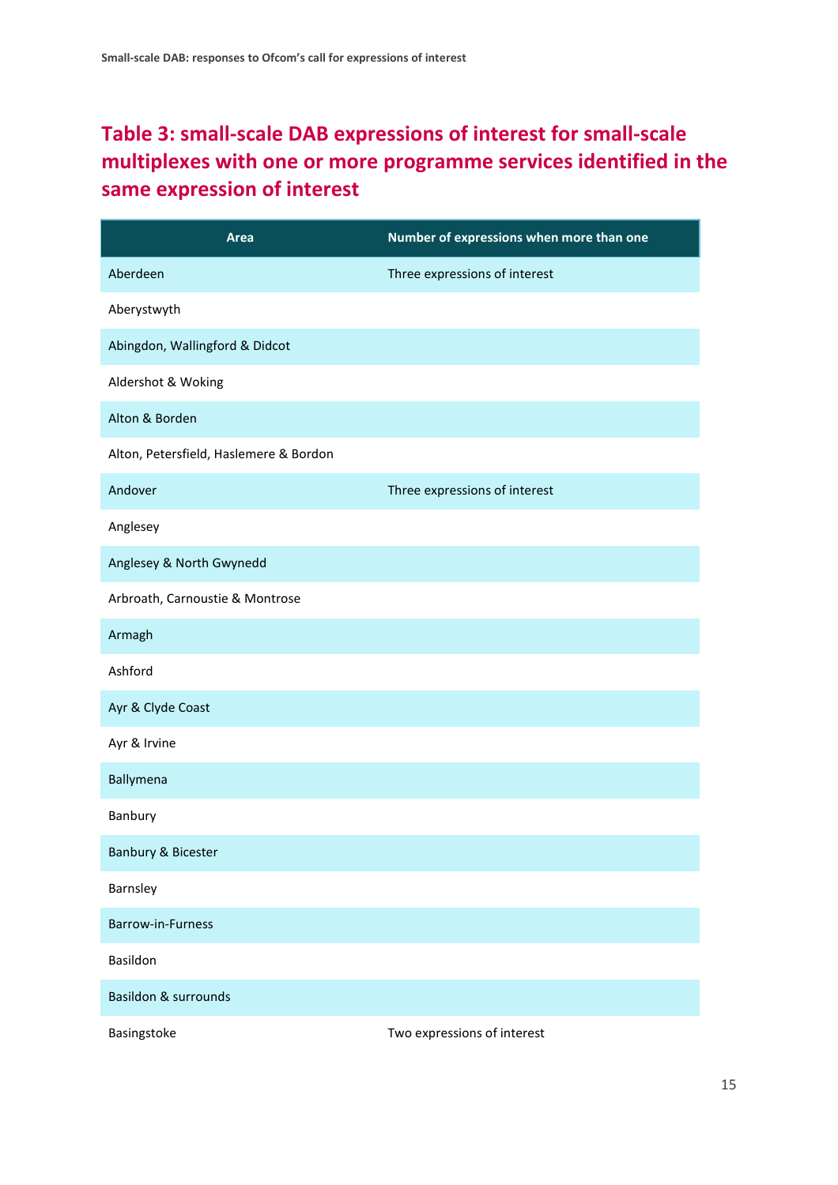## Table 3: small-scale DAB expressions of interest for small-scale multiplexes with one or more programme services identified in the same expression of interest

| Area | Number of expressions when more than one |
|---|---|
| Aberdeen | Three expressions of interest |
| Aberystwyth | |
| Abingdon, Wallingford & Didcot | |
| Aldershot & Woking | |
| Alton & Borden | |
| Alton, Petersfield, Haslemere & Bordon | |
| Andover | Three expressions of interest |
| Anglesey | |
| Anglesey & North Gwynedd | |
| Arbroath, Carnoustie & Montrose | |
| Armagh | |
| Ashford | |
| Ayr & Clyde Coast | |
| Ayr & Irvine | |
| Ballymena | |
| Banbury | |
| Banbury & Bicester | |
| Barnsley | |
| Barrow-in-Furness | |
| Basildon | |
| Basildon & surrounds | |
| Basingstoke | Two expressions of interest |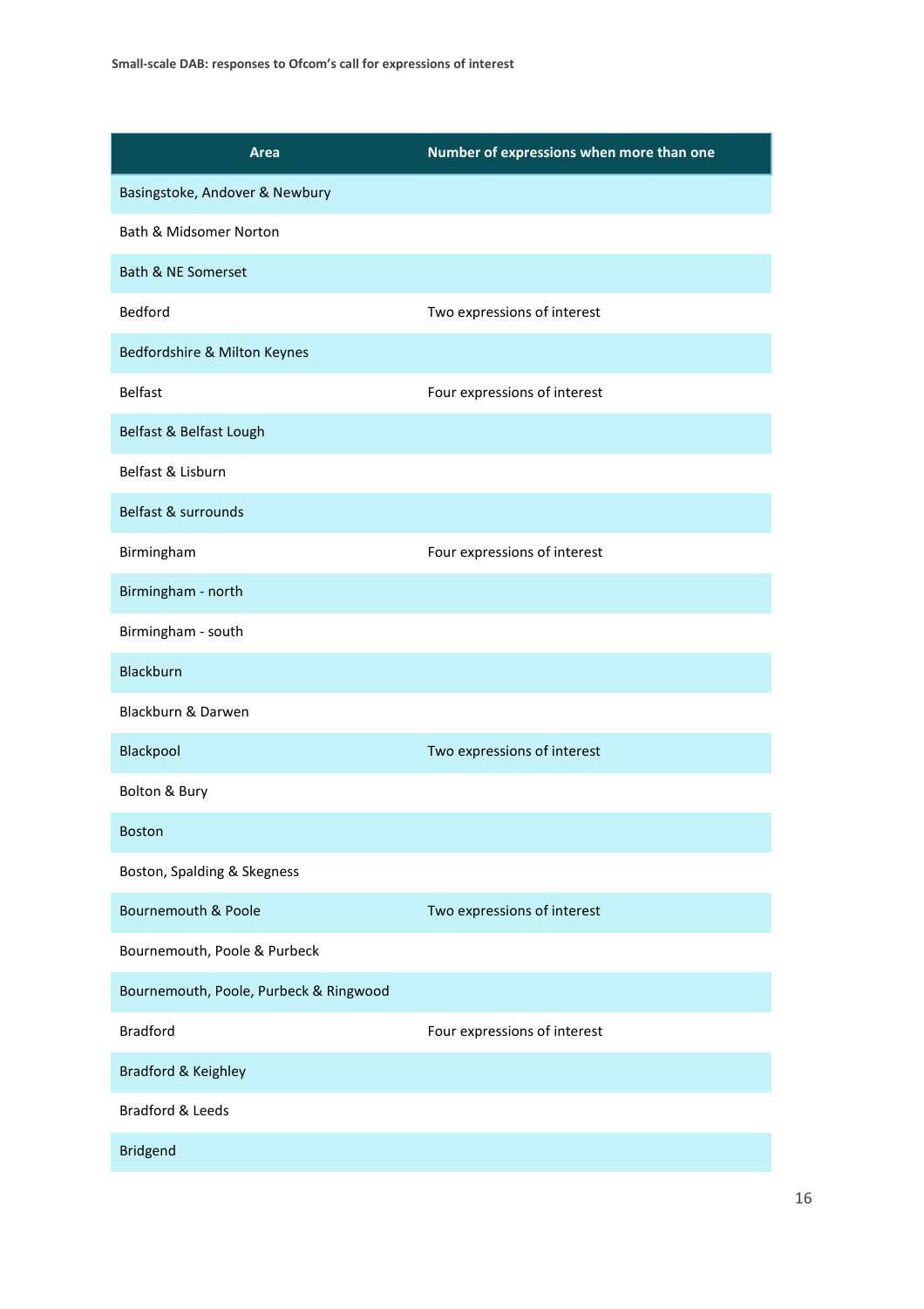| Area | Number of expressions when more than one |
|---|---|
| Basingstoke, Andover & Newbury | |
| Bath & Midsomer Norton | |
| Bath & NE Somerset | |
| Bedford | Two expressions of interest |
| Bedfordshire & Milton Keynes | |
| Belfast | Four expressions of interest |
| Belfast & Belfast Lough | |
| Belfast & Lisburn | |
| Belfast & surrounds | |
| Birmingham | Four expressions of interest |
| Birmingham - north | |
| Birmingham - south | |
| Blackburn | |
| Blackburn & Darwen | |
| Blackpool | Two expressions of interest |
| Bolton & Bury | |
| Boston | |
| Boston, Spalding & Skegness | |
| Bournemouth & Poole | Two expressions of interest |
| Bournemouth, Poole & Purbeck | |
| Bournemouth, Poole, Purbeck & Ringwood | |
| Bradford | Four expressions of interest |
| Bradford & Keighley | |
| Bradford & Leeds | |
| Bridgend | |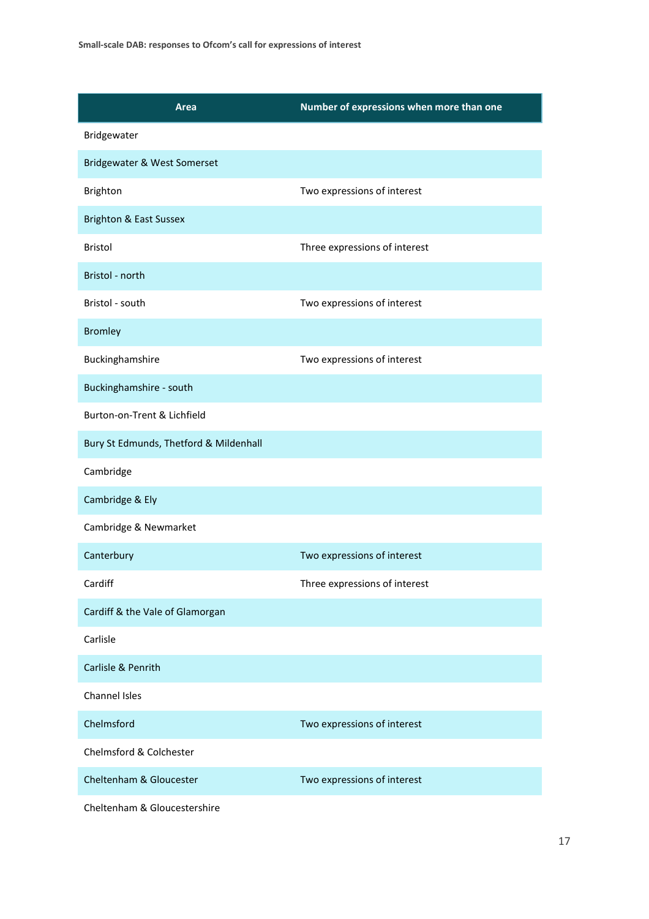| Area | Number of expressions when more than one |
|---|---|
| Bridgewater | |
| Bridgewater & West Somerset | |
| Brighton | Two expressions of interest |
| Brighton & East Sussex | |
| Bristol | Three expressions of interest |
| Bristol - north | |
| Bristol - south | Two expressions of interest |
| Bromley | |
| Buckinghamshire | Two expressions of interest |
| Buckinghamshire - south | |
| Burton-on-Trent & Lichfield | |
| Bury St Edmunds, Thetford & Mildenhall | |
| Cambridge | |
| Cambridge & Ely | |
| Cambridge & Newmarket | |
| Canterbury | Two expressions of interest |
| Cardiff | Three expressions of interest |
| Cardiff & the Vale of Glamorgan | |
| Carlisle | |
| Carlisle & Penrith | |
| Channel Isles | |
| Chelmsford | Two expressions of interest |
| Chelmsford & Colchester | |
| Cheltenham & Gloucester | Two expressions of interest |
| Cheltenham & Gloucestershire | |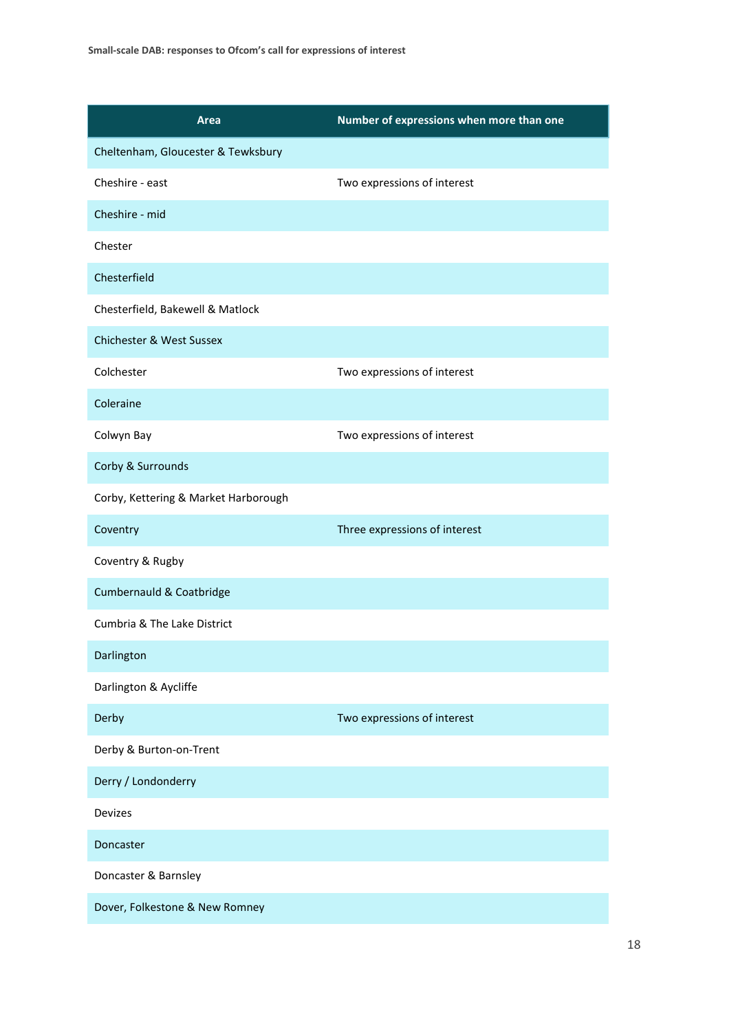| Area | Number of expressions when more than one |
|---|---|
| Cheltenham, Gloucester & Tewksbury | |
| Cheshire - east | Two expressions of interest |
| Cheshire - mid | |
| Chester | |
| Chesterfield | |
| Chesterfield, Bakewell & Matlock | |
| Chichester & West Sussex | |
| Colchester | Two expressions of interest |
| Coleraine | |
| Colwyn Bay | Two expressions of interest |
| Corby & Surrounds | |
| Corby, Kettering & Market Harborough | |
| Coventry | Three expressions of interest |
| Coventry & Rugby | |
| Cumbernauld & Coatbridge | |
| Cumbria & The Lake District | |
| Darlington | |
| Darlington & Aycliffe | |
| Derby | Two expressions of interest |
| Derby & Burton-on-Trent | |
| Derry / Londonderry | |
| Devizes | |
| Doncaster | |
| Doncaster & Barnsley | |
| Dover, Folkestone & New Romney | |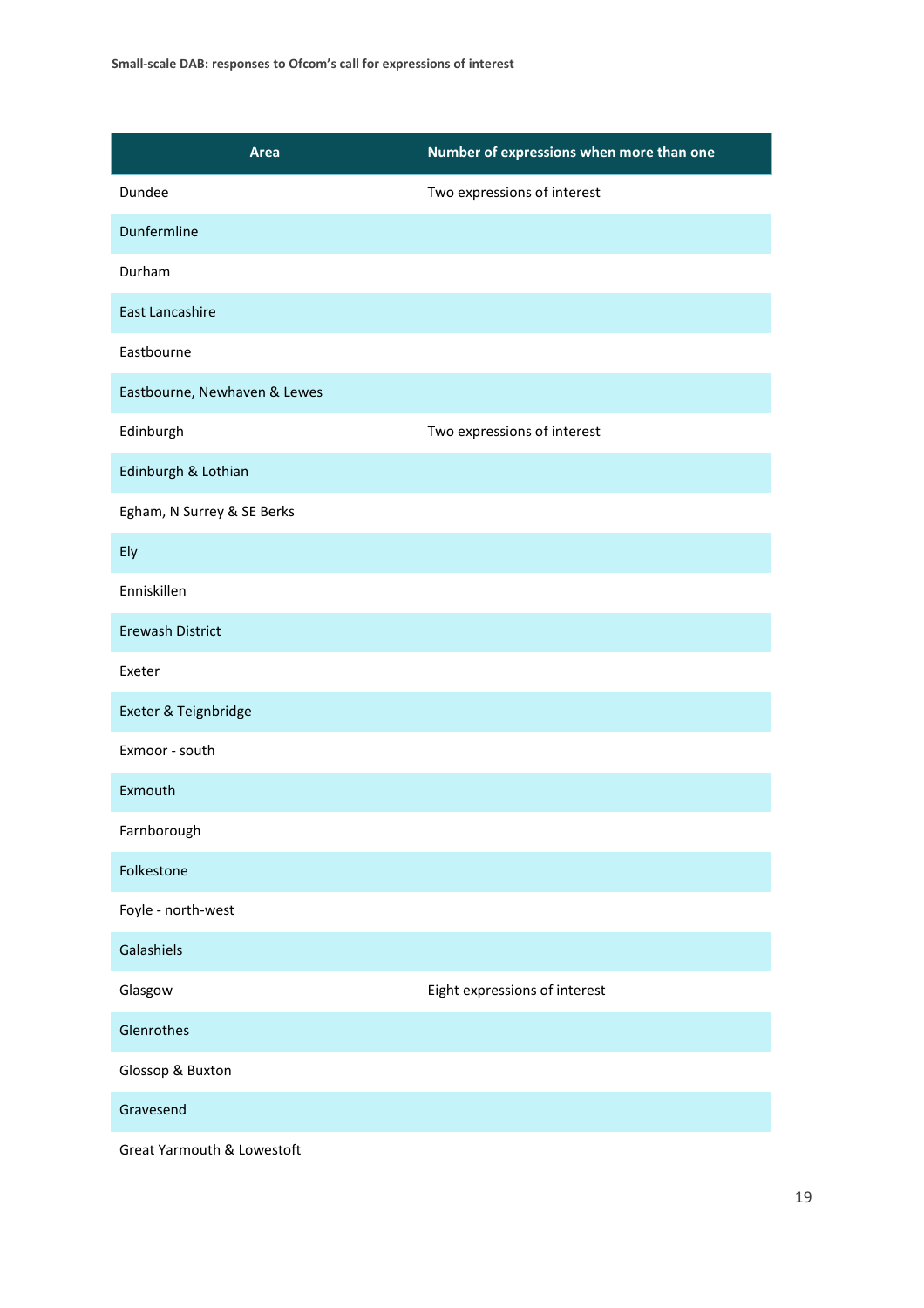| Area | Number of expressions when more than one |
|---|---|
| Dundee | Two expressions of interest |
| Dunfermline | |
| Durham | |
| East Lancashire | |
| Eastbourne | |
| Eastbourne, Newhaven & Lewes | |
| Edinburgh | Two expressions of interest |
| Edinburgh & Lothian | |
| Egham, N Surrey & SE Berks | |
| Ely | |
| Enniskillen | |
| Erewash District | |
| Exeter | |
| Exeter & Teignbridge | |
| Exmoor - south | |
| Exmouth | |
| Farnborough | |
| Folkestone | |
| Foyle - north-west | |
| Galashiels | |
| Glasgow | Eight expressions of interest |
| Glenrothes | |
| Glossop & Buxton | |
| Gravesend | |
| Great Yarmouth & Lowestoft | |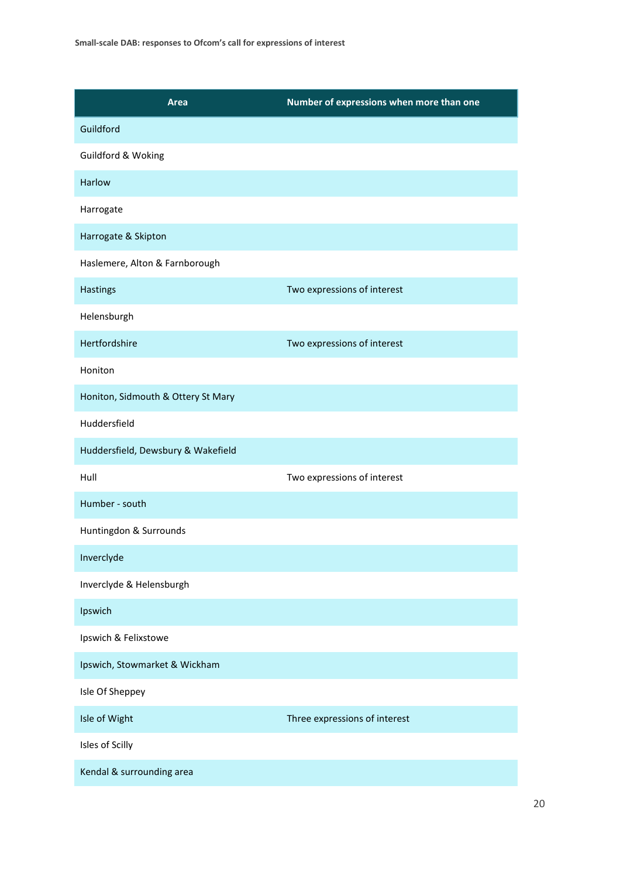| Area | Number of expressions when more than one |
| --- | --- |
| Guildford | |
| Guildford & Woking | |
| Harlow | |
| Harrogate | |
| Harrogate & Skipton | |
| Haslemere, Alton & Farnborough | |
| Hastings | Two expressions of interest |
| Helensburgh | |
| Hertfordshire | Two expressions of interest |
| Honiton | |
| Honiton, Sidmouth & Ottery St Mary | |
| Huddersfield | |
| Huddersfield, Dewsbury & Wakefield | |
| Hull | Two expressions of interest |
| Humber - south | |
| Huntingdon & Surrounds | |
| Inverclyde | |
| Inverclyde & Helensburgh | |
| Ipswich | |
| Ipswich & Felixstowe | |
| Ipswich, Stowmarket & Wickham | |
| Isle Of Sheppey | |
| Isle of Wight | Three expressions of interest |
| Isles of Scilly | |
| Kendal & surrounding area | |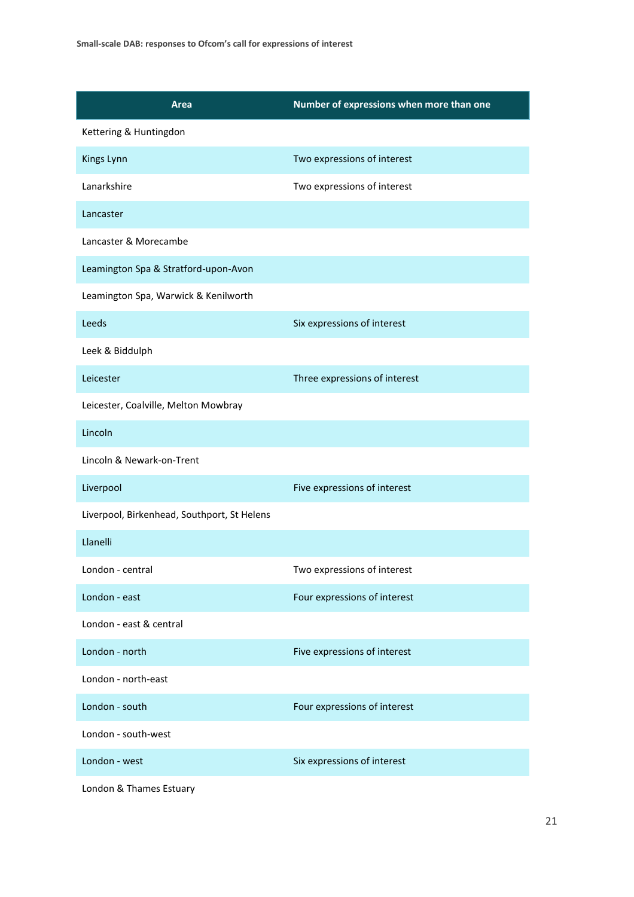| Area | Number of expressions when more than one |
|---|---|
| Kettering & Huntingdon | |
| Kings Lynn | Two expressions of interest |
| Lanarkshire | Two expressions of interest |
| Lancaster | |
| Lancaster & Morecambe | |
| Leamington Spa & Stratford-upon-Avon | |
| Leamington Spa, Warwick & Kenilworth | |
| Leeds | Six expressions of interest |
| Leek & Biddulph | |
| Leicester | Three expressions of interest |
| Leicester, Coalville, Melton Mowbray | |
| Lincoln | |
| Lincoln & Newark-on-Trent | |
| Liverpool | Five expressions of interest |
| Liverpool, Birkenhead, Southport, St Helens | |
| Llanelli | |
| London - central | Two expressions of interest |
| London - east | Four expressions of interest |
| London - east & central | |
| London - north | Five expressions of interest |
| London - north-east | |
| London - south | Four expressions of interest |
| London - south-west | |
| London - west | Six expressions of interest |
| London & Thames Estuary | |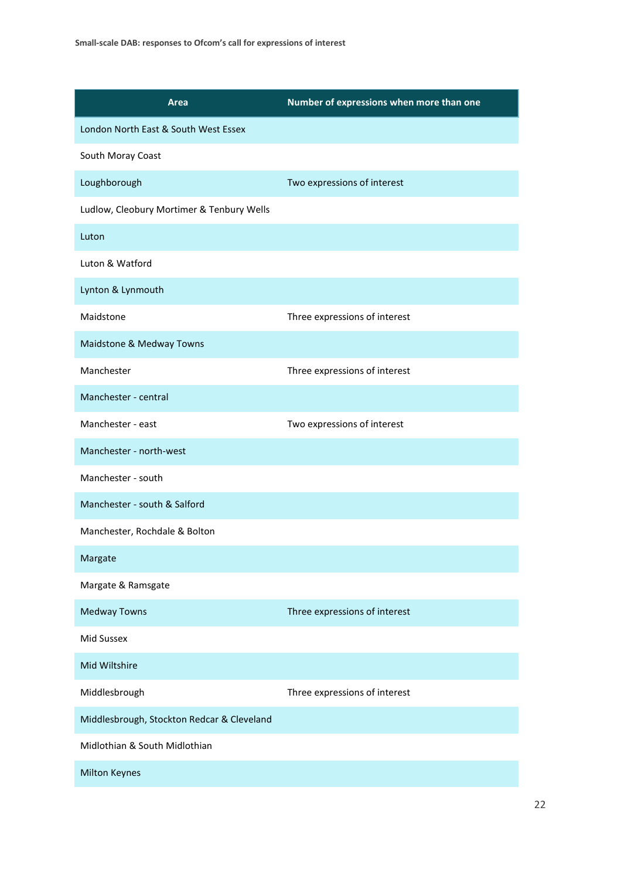| Area | Number of expressions when more than one |
|---|---|
| London North East & South West Essex | |
| South Moray Coast | |
| Loughborough | Two expressions of interest |
| Ludlow, Cleobury Mortimer & Tenbury Wells | |
| Luton | |
| Luton & Watford | |
| Lynton & Lynmouth | |
| Maidstone | Three expressions of interest |
| Maidstone & Medway Towns | |
| Manchester | Three expressions of interest |
| Manchester - central | |
| Manchester - east | Two expressions of interest |
| Manchester - north-west | |
| Manchester - south | |
| Manchester - south & Salford | |
| Manchester, Rochdale & Bolton | |
| Margate | |
| Margate & Ramsgate | |
| Medway Towns | Three expressions of interest |
| Mid Sussex | |
| Mid Wiltshire | |
| Middlesbrough | Three expressions of interest |
| Middlesbrough, Stockton Redcar & Cleveland | |
| Midlothian & South Midlothian | |
| Milton Keynes | |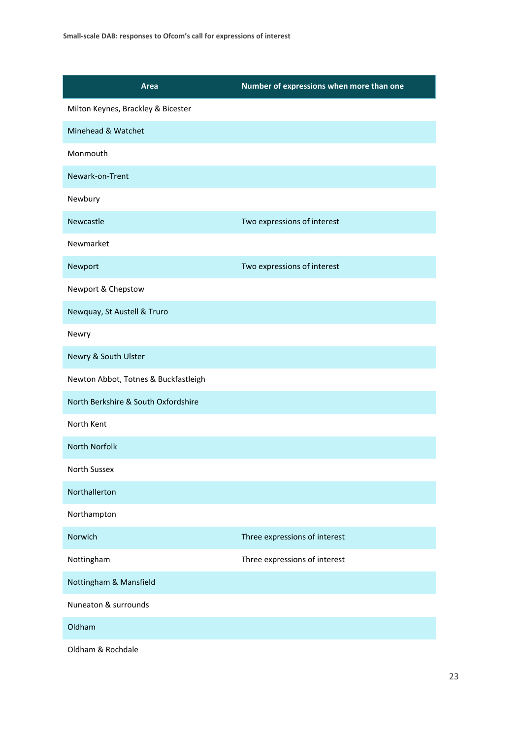| Area | Number of expressions when more than one |
| --- | --- |
| Milton Keynes, Brackley & Bicester | |
| Minehead & Watchet | |
| Monmouth | |
| Newark-on-Trent | |
| Newbury | |
| Newcastle | Two expressions of interest |
| Newmarket | |
| Newport | Two expressions of interest |
| Newport & Chepstow | |
| Newquay, St Austell & Truro | |
| Newry | |
| Newry & South Ulster | |
| Newton Abbot, Totnes & Buckfastleigh | |
| North Berkshire & South Oxfordshire | |
| North Kent | |
| North Norfolk | |
| North Sussex | |
| Northallerton | |
| Northampton | |
| Norwich | Three expressions of interest |
| Nottingham | Three expressions of interest |
| Nottingham & Mansfield | |
| Nuneaton & surrounds | |
| Oldham | |
| Oldham & Rochdale | |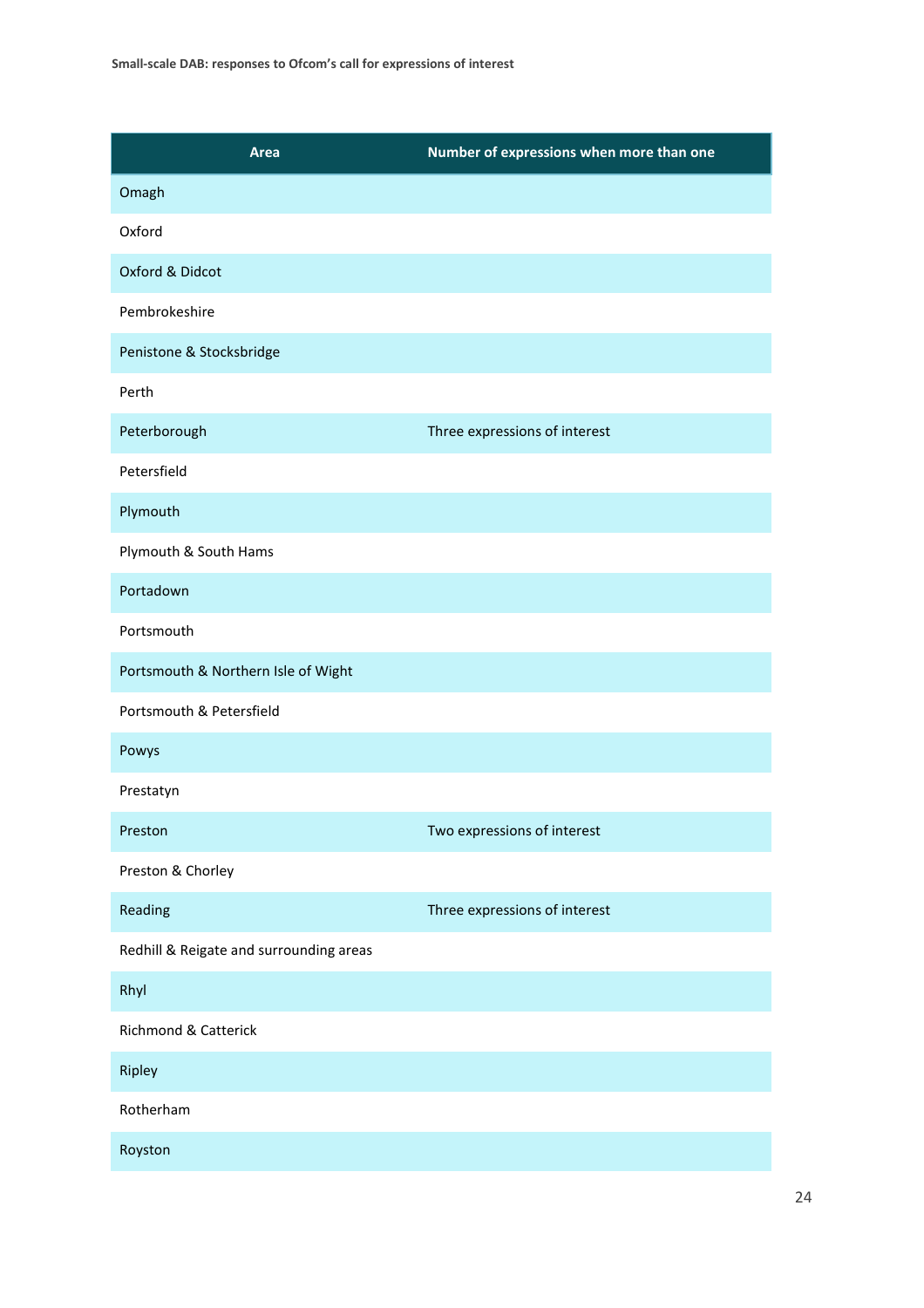| Area | Number of expressions when more than one |
| --- | --- |
| Omagh | |
| Oxford | |
| Oxford & Didcot | |
| Pembrokeshire | |
| Penistone & Stocksbridge | |
| Perth | |
| Peterborough | Three expressions of interest |
| Petersfield | |
| Plymouth | |
| Plymouth & South Hams | |
| Portadown | |
| Portsmouth | |
| Portsmouth & Northern Isle of Wight | |
| Portsmouth & Petersfield | |
| Powys | |
| Prestatyn | |
| Preston | Two expressions of interest |
| Preston & Chorley | |
| Reading | Three expressions of interest |
| Redhill & Reigate and surrounding areas | |
| Rhyl | |
| Richmond & Catterick | |
| Ripley | |
| Rotherham | |
| Royston | |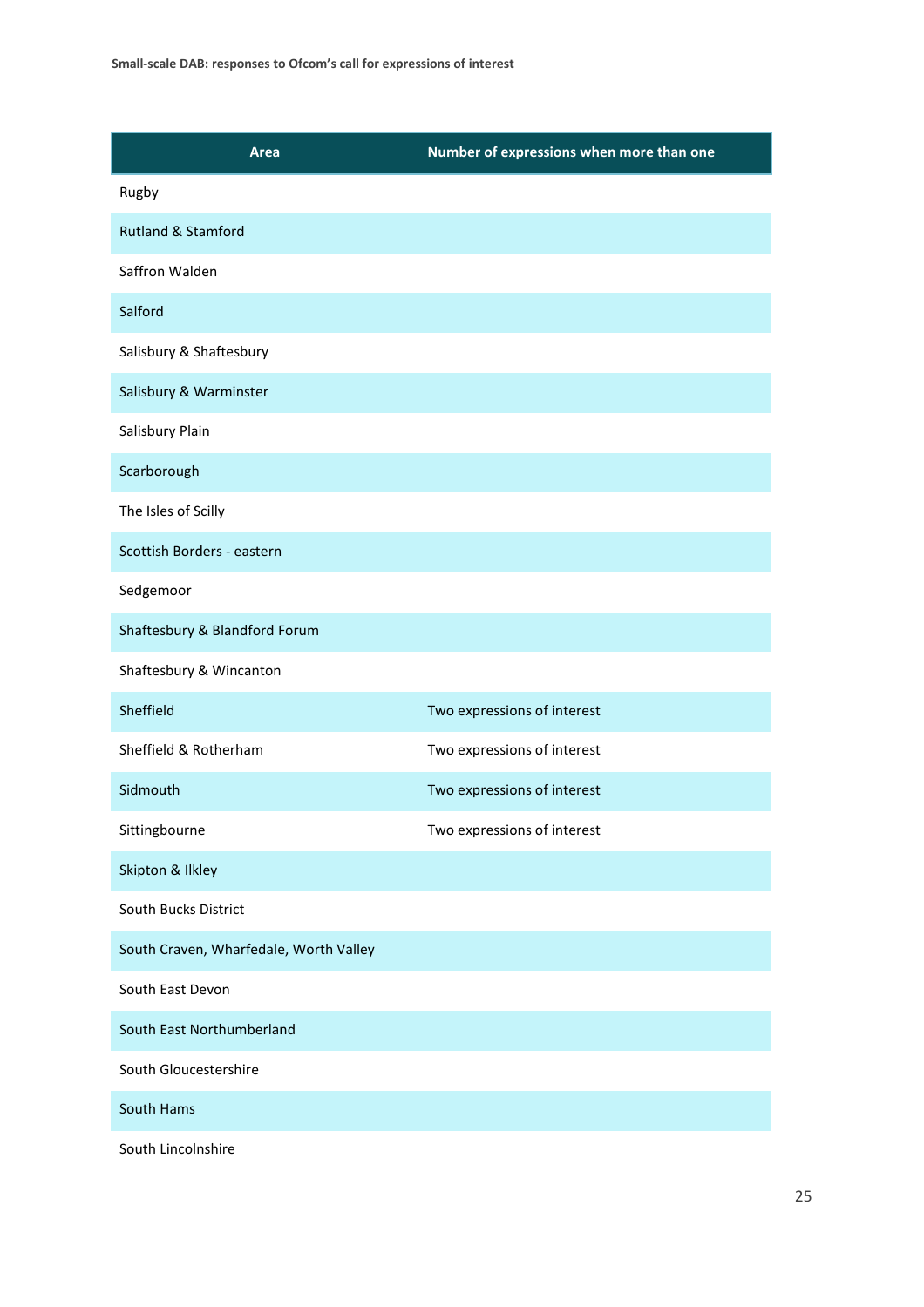| Area | Number of expressions when more than one |
|---|---|
| Rugby | |
| Rutland & Stamford | |
| Saffron Walden | |
| Salford | |
| Salisbury & Shaftesbury | |
| Salisbury & Warminster | |
| Salisbury Plain | |
| Scarborough | |
| The Isles of Scilly | |
| Scottish Borders - eastern | |
| Sedgemoor | |
| Shaftesbury & Blandford Forum | |
| Shaftesbury & Wincanton | |
| Sheffield | Two expressions of interest |
| Sheffield & Rotherham | Two expressions of interest |
| Sidmouth | Two expressions of interest |
| Sittingbourne | Two expressions of interest |
| Skipton & Ilkley | |
| South Bucks District | |
| South Craven, Wharfedale, Worth Valley | |
| South East Devon | |
| South East Northumberland | |
| South Gloucestershire | |
| South Hams | |
| South Lincolnshire | |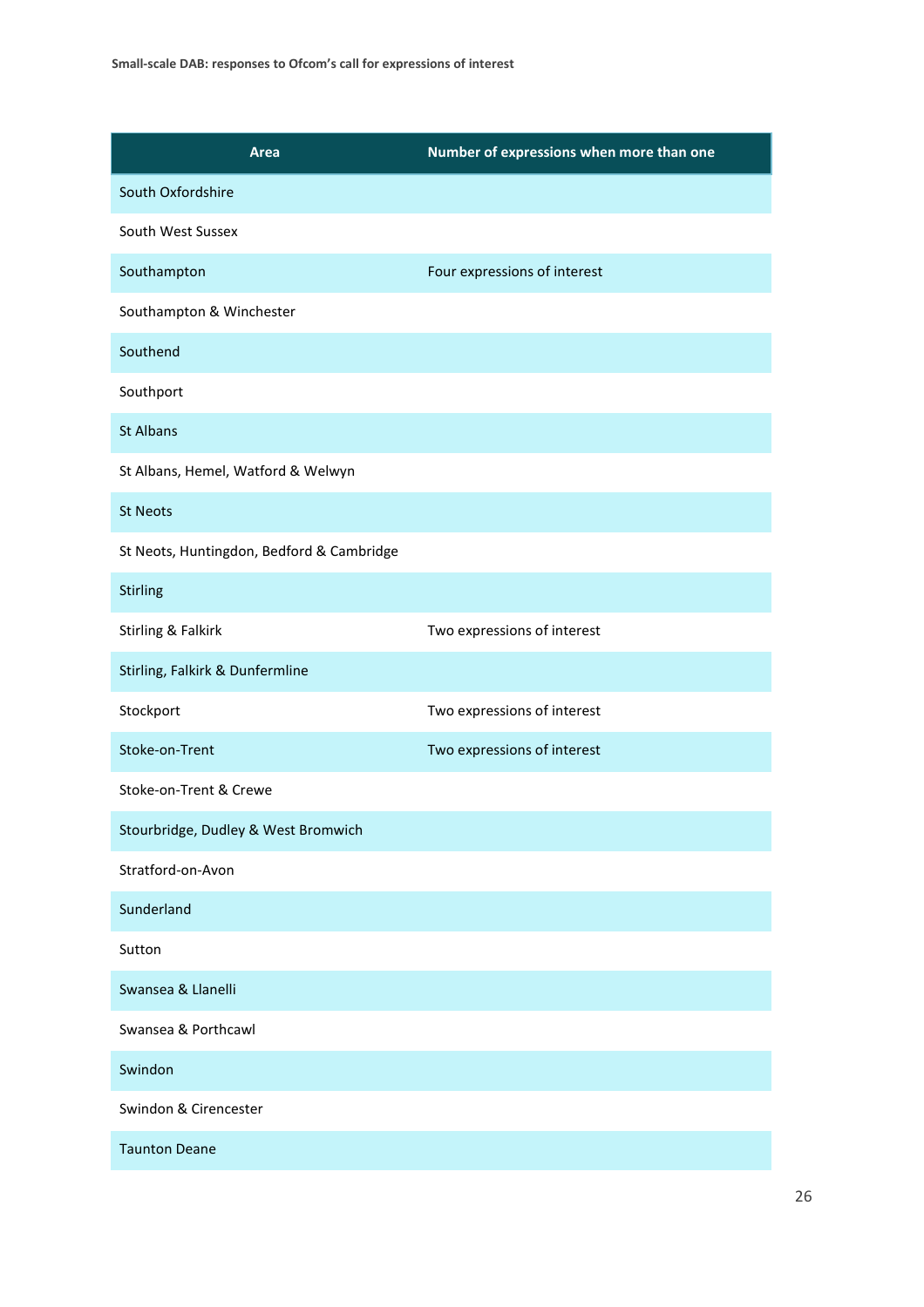| Area | Number of expressions when more than one |
| --- | --- |
| South Oxfordshire | |
| South West Sussex | |
| Southampton | Four expressions of interest |
| Southampton & Winchester | |
| Southend | |
| Southport | |
| St Albans | |
| St Albans, Hemel, Watford & Welwyn | |
| St Neots | |
| St Neots, Huntingdon, Bedford & Cambridge | |
| Stirling | |
| Stirling & Falkirk | Two expressions of interest |
| Stirling, Falkirk & Dunfermline | |
| Stockport | Two expressions of interest |
| Stoke-on-Trent | Two expressions of interest |
| Stoke-on-Trent & Crewe | |
| Stourbridge, Dudley & West Bromwich | |
| Stratford-on-Avon | |
| Sunderland | |
| Sutton | |
| Swansea & Llanelli | |
| Swansea & Porthcawl | |
| Swindon | |
| Swindon & Cirencester | |
| Taunton Deane | |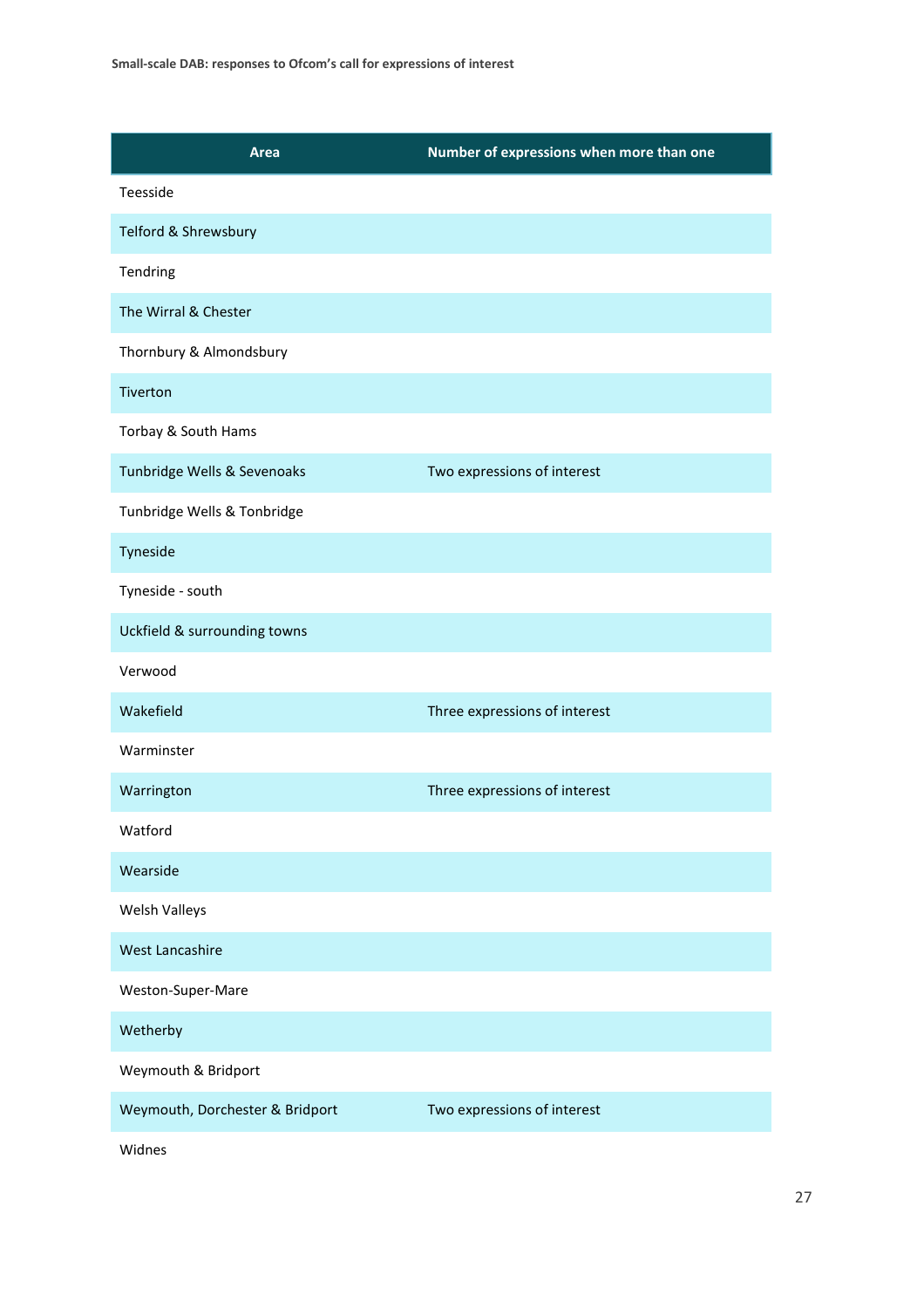| Area | Number of expressions when more than one |
|---|---|
| Teesside | |
| Telford & Shrewsbury | |
| Tendring | |
| The Wirral & Chester | |
| Thornbury & Almondsbury | |
| Tiverton | |
| Torbay & South Hams | |
| Tunbridge Wells & Sevenoaks | Two expressions of interest |
| Tunbridge Wells & Tonbridge | |
| Tyneside | |
| Tyneside - south | |
| Uckfield & surrounding towns | |
| Verwood | |
| Wakefield | Three expressions of interest |
| Warminster | |
| Warrington | Three expressions of interest |
| Watford | |
| Wearside | |
| Welsh Valleys | |
| West Lancashire | |
| Weston-Super-Mare | |
| Wetherby | |
| Weymouth & Bridport | |
| Weymouth, Dorchester & Bridport | Two expressions of interest |
| Widnes | |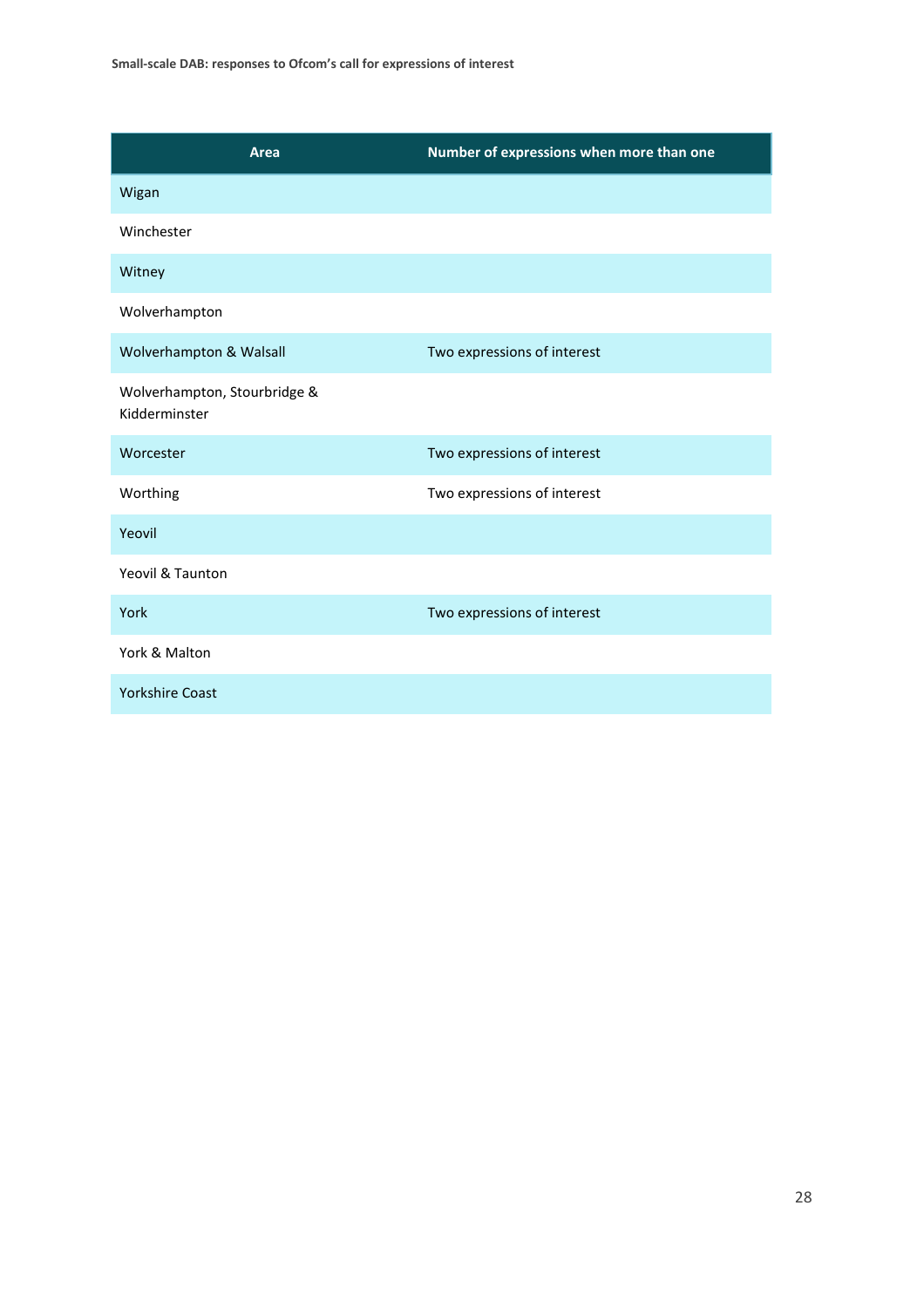| Area | Number of expressions when more than one |
|---|---|
| Wigan | |
| Winchester | |
| Witney | |
| Wolverhampton | |
| Wolverhampton & Walsall | Two expressions of interest |
| Wolverhampton, Stourbridge & Kidderminster | |
| Worcester | Two expressions of interest |
| Worthing | Two expressions of interest |
| Yeovil | |
| Yeovil & Taunton | |
| York | Two expressions of interest |
| York & Malton | |
| Yorkshire Coast | |